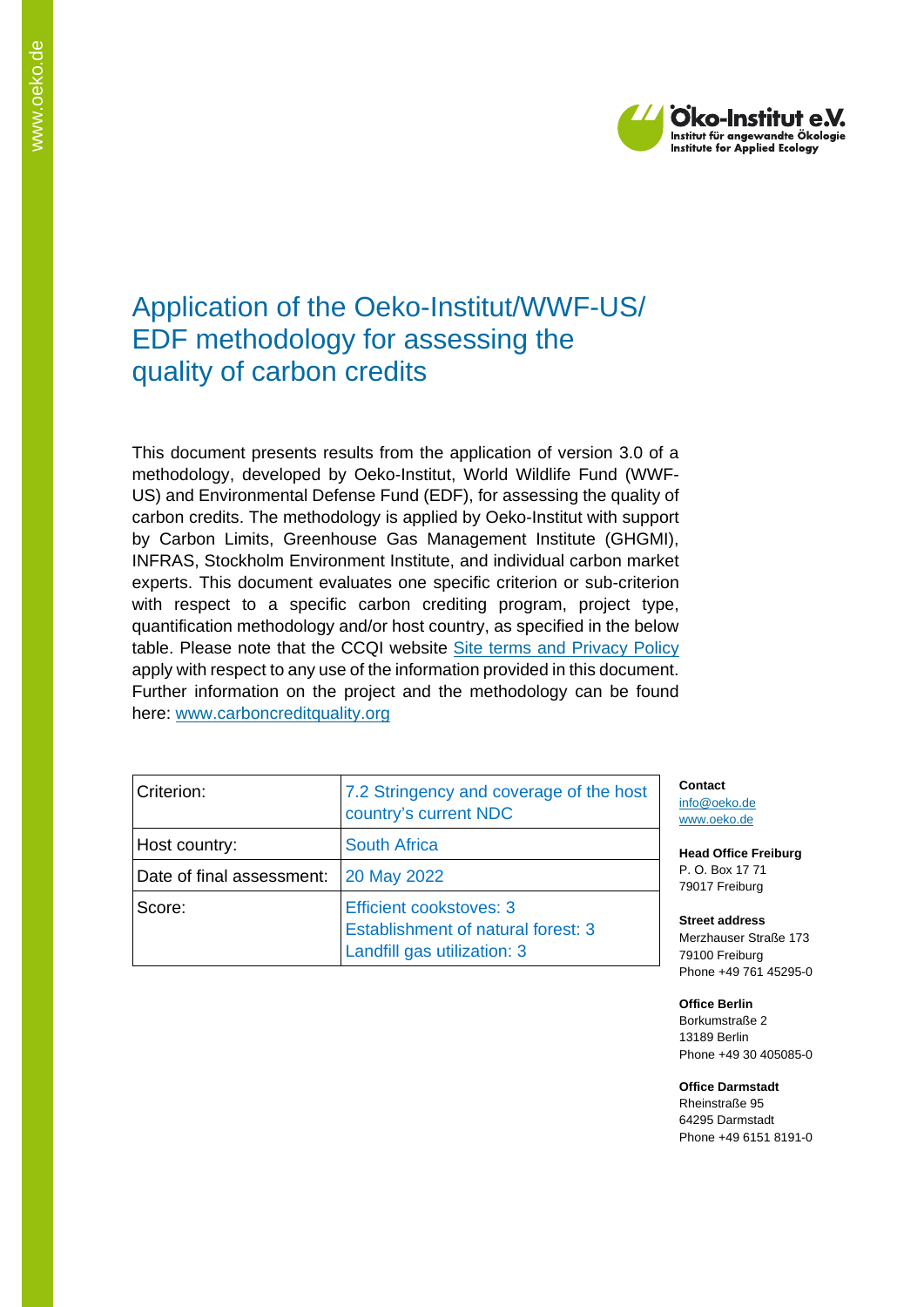# Application of the Oeko-Institut/WWF-US/ EDF methodology for assessing the quality of carbon credits

This document presents results from the application of version 3.0 of a methodology, developed by Oeko-Institut, World Wildlife Fund (WWF-US) and Environmental Defense Fund (EDF), for assessing the quality of carbon credits. The methodology is applied by Oeko-Institut with support by Carbon Limits, Greenhouse Gas Management Institute (GHGMI), INFRAS, Stockholm Environment Institute, and individual carbon market experts. This document evaluates one specific criterion or sub-criterion with respect to a specific carbon crediting program, project type, quantification methodology and/or host country, as specified in the below table. Please note that the CCQI website [Site terms and Privacy Policy] apply with respect to any use of the information provided in this document. Further information on the project and the methodology can be found here: www.carboncreditquality.org

| Criterion: | 7.2 Stringency and coverage of the host country's current NDC |
|---|---|
| Host country: | South Africa |
| Date of final assessment: | 20 May 2022 |
| Score: | Efficient cookstoves: 3<br>Establishment of natural forest: 3<br>Landfill gas utilization: 3 |

**Contact**
info@oeko.de
www.oeko.de

**Head Office Freiburg**
P. O. Box 17 71
79017 Freiburg

**Street address**
Merzhauser Straße 173
79100 Freiburg
Phone +49 761 45295-0

**Office Berlin**
Borkumstraße 2
13189 Berlin
Phone +49 30 405085-0

**Office Darmstadt**
Rheinstraße 95
64295 Darmstadt
Phone +49 6151 8191-0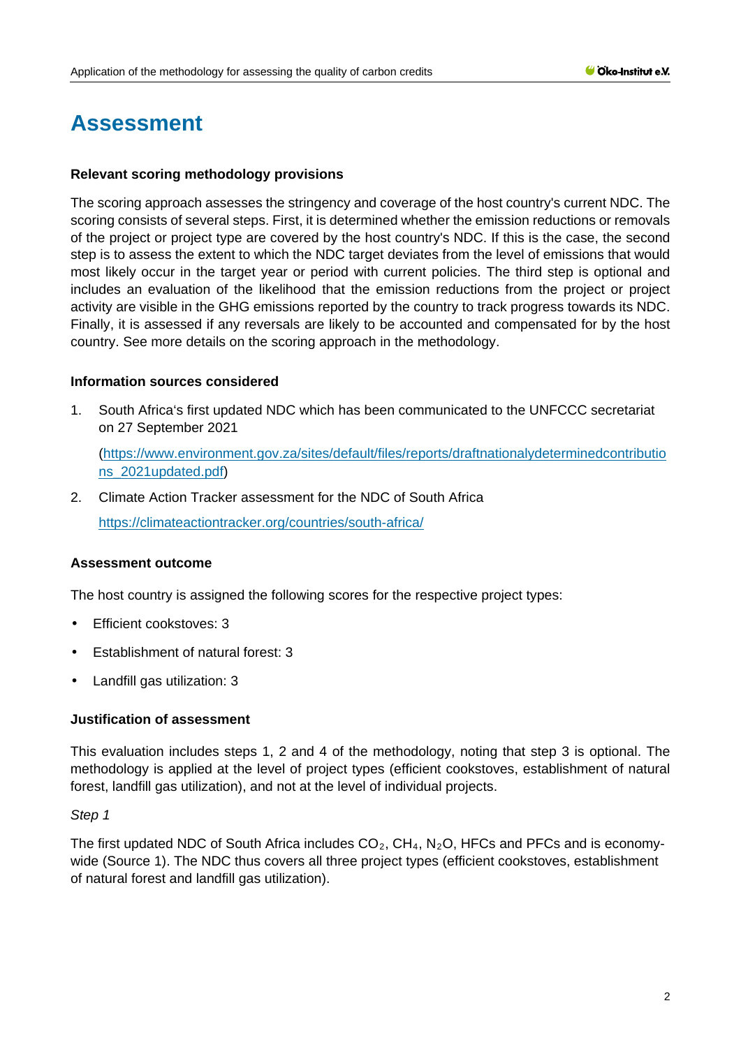# Assessment

**Relevant scoring methodology provisions**

The scoring approach assesses the stringency and coverage of the host country's current NDC. The scoring consists of several steps. First, it is determined whether the emission reductions or removals of the project or project type are covered by the host country's NDC. If this is the case, the second step is to assess the extent to which the NDC target deviates from the level of emissions that would most likely occur in the target year or period with current policies. The third step is optional and includes an evaluation of the likelihood that the emission reductions from the project or project activity are visible in the GHG emissions reported by the country to track progress towards its NDC. Finally, it is assessed if any reversals are likely to be accounted and compensated for by the host country. See more details on the scoring approach in the methodology.

**Information sources considered**

1. South Africa's first updated NDC which has been communicated to the UNFCCC secretariat on 27 September 2021

   (https://www.environment.gov.za/sites/default/files/reports/draftnationalydeterminedcontributions_2021updated.pdf)

2. Climate Action Tracker assessment for the NDC of South Africa

   https://climateactiontracker.org/countries/south-africa/

**Assessment outcome**

The host country is assigned the following scores for the respective project types:

- Efficient cookstoves: 3
- Establishment of natural forest: 3
- Landfill gas utilization: 3

**Justification of assessment**

This evaluation includes steps 1, 2 and 4 of the methodology, noting that step 3 is optional. The methodology is applied at the level of project types (efficient cookstoves, establishment of natural forest, landfill gas utilization), and not at the level of individual projects.

*Step 1*

The first updated NDC of South Africa includes $CO_2$, $CH_4$, $N_2O$, HFCs and PFCs and is economy-wide (Source 1). The NDC thus covers all three project types (efficient cookstoves, establishment of natural forest and landfill gas utilization).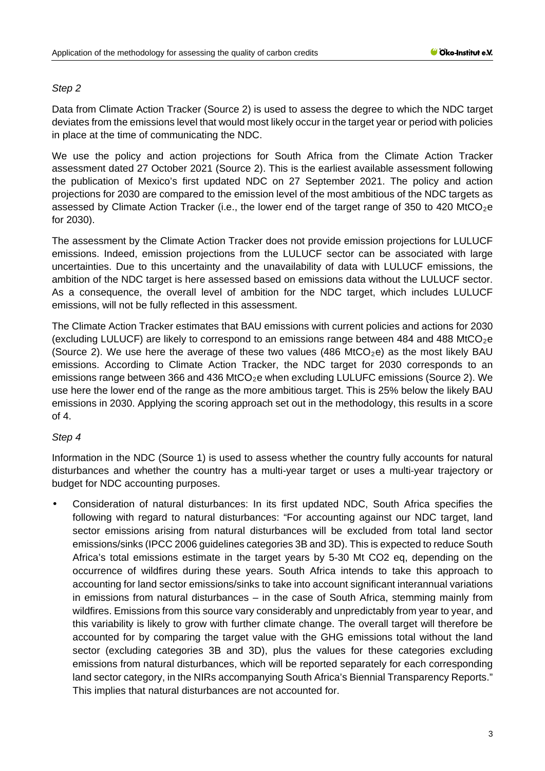*Step 2*

Data from Climate Action Tracker (Source 2) is used to assess the degree to which the NDC target deviates from the emissions level that would most likely occur in the target year or period with policies in place at the time of communicating the NDC.

We use the policy and action projections for South Africa from the Climate Action Tracker assessment dated 27 October 2021 (Source 2). This is the earliest available assessment following the publication of Mexico's first updated NDC on 27 September 2021. The policy and action projections for 2030 are compared to the emission level of the most ambitious of the NDC targets as assessed by Climate Action Tracker (i.e., the lower end of the target range of 350 to 420 $MtCO_2e$ for 2030).

The assessment by the Climate Action Tracker does not provide emission projections for LULUCF emissions. Indeed, emission projections from the LULUCF sector can be associated with large uncertainties. Due to this uncertainty and the unavailability of data with LULUCF emissions, the ambition of the NDC target is here assessed based on emissions data without the LULUCF sector. As a consequence, the overall level of ambition for the NDC target, which includes LULUCF emissions, will not be fully reflected in this assessment.

The Climate Action Tracker estimates that BAU emissions with current policies and actions for 2030 (excluding LULUCF) are likely to correspond to an emissions range between 484 and 488 $MtCO_2e$ (Source 2). We use here the average of these two values (486 $MtCO_2e$) as the most likely BAU emissions. According to Climate Action Tracker, the NDC target for 2030 corresponds to an emissions range between 366 and 436 $MtCO_2e$ when excluding LULUFC emissions (Source 2). We use here the lower end of the range as the more ambitious target. This is 25% below the likely BAU emissions in 2030. Applying the scoring approach set out in the methodology, this results in a score of 4.

*Step 4*

Information in the NDC (Source 1) is used to assess whether the country fully accounts for natural disturbances and whether the country has a multi-year target or uses a multi-year trajectory or budget for NDC accounting purposes.

- Consideration of natural disturbances: In its first updated NDC, South Africa specifies the following with regard to natural disturbances: "For accounting against our NDC target, land sector emissions arising from natural disturbances will be excluded from total land sector emissions/sinks (IPCC 2006 guidelines categories 3B and 3D). This is expected to reduce South Africa's total emissions estimate in the target years by 5-30 Mt CO2 eq, depending on the occurrence of wildfires during these years. South Africa intends to take this approach to accounting for land sector emissions/sinks to take into account significant interannual variations in emissions from natural disturbances – in the case of South Africa, stemming mainly from wildfires. Emissions from this source vary considerably and unpredictably from year to year, and this variability is likely to grow with further climate change. The overall target will therefore be accounted for by comparing the target value with the GHG emissions total without the land sector (excluding categories 3B and 3D), plus the values for these categories excluding emissions from natural disturbances, which will be reported separately for each corresponding land sector category, in the NIRs accompanying South Africa's Biennial Transparency Reports." This implies that natural disturbances are not accounted for.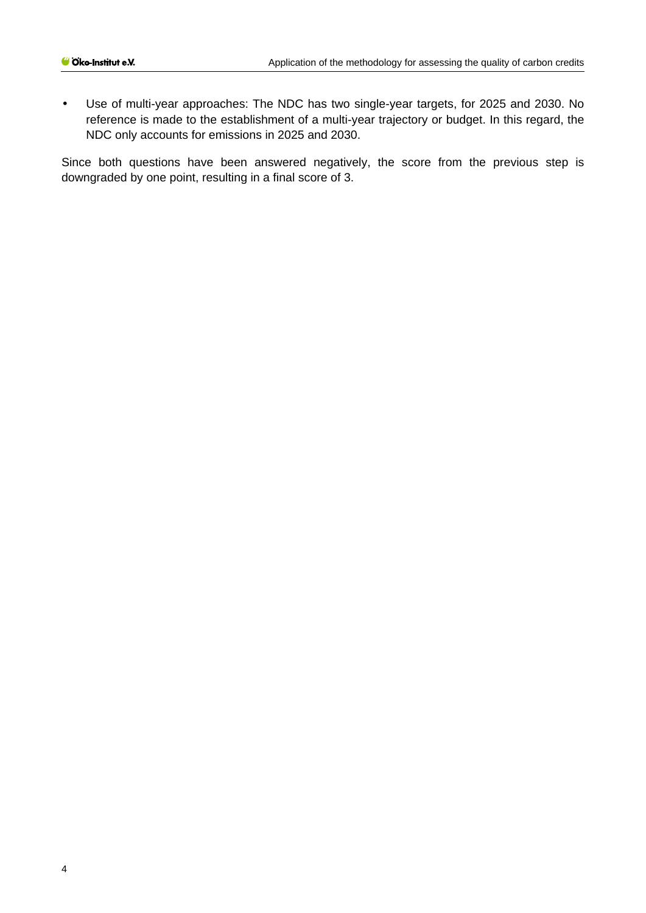- Use of multi-year approaches: The NDC has two single-year targets, for 2025 and 2030. No reference is made to the establishment of a multi-year trajectory or budget. In this regard, the NDC only accounts for emissions in 2025 and 2030.

Since both questions have been answered negatively, the score from the previous step is downgraded by one point, resulting in a final score of 3.